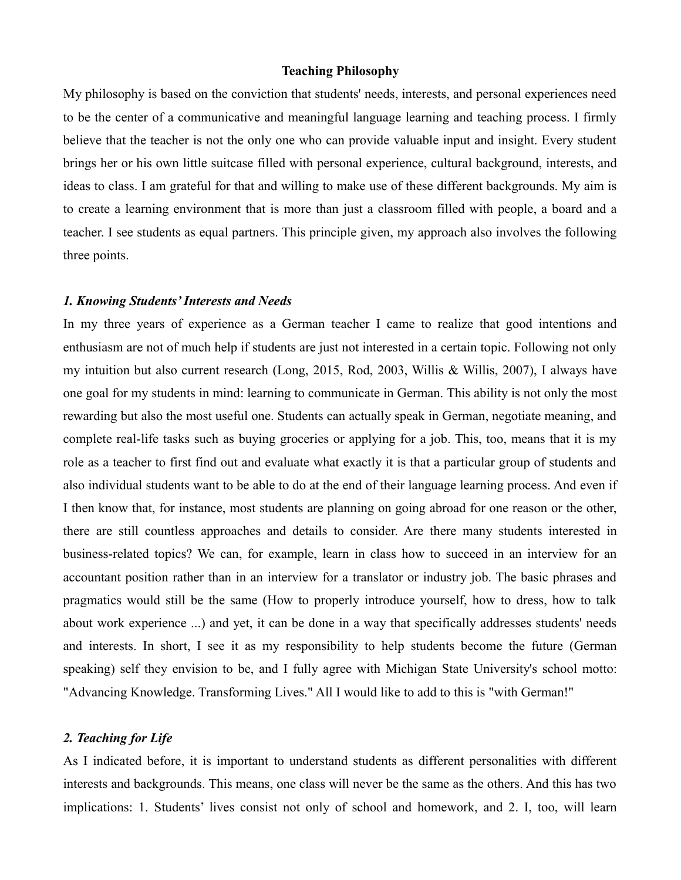# Teaching Philosophy

My philosophy is based on the conviction that students' needs, interests, and personal experiences need to be the center of a communicative and meaningful language learning and teaching process. I firmly believe that the teacher is not the only one who can provide valuable input and insight. Every student brings her or his own little suitcase filled with personal experience, cultural background, interests, and ideas to class. I am grateful for that and willing to make use of these different backgrounds. My aim is to create a learning environment that is more than just a classroom filled with people, a board and a teacher. I see students as equal partners. This principle given, my approach also involves the following three points.

### *1. Knowing Students' Interests and Needs*

In my three years of experience as a German teacher I came to realize that good intentions and enthusiasm are not of much help if students are just not interested in a certain topic. Following not only my intuition but also current research (Long, 2015, Rod, 2003, Willis & Willis, 2007), I always have one goal for my students in mind: learning to communicate in German. This ability is not only the most rewarding but also the most useful one. Students can actually speak in German, negotiate meaning, and complete real-life tasks such as buying groceries or applying for a job. This, too, means that it is my role as a teacher to first find out and evaluate what exactly it is that a particular group of students and also individual students want to be able to do at the end of their language learning process. And even if I then know that, for instance, most students are planning on going abroad for one reason or the other, there are still countless approaches and details to consider. Are there many students interested in business-related topics? We can, for example, learn in class how to succeed in an interview for an accountant position rather than in an interview for a translator or industry job. The basic phrases and pragmatics would still be the same (How to properly introduce yourself, how to dress, how to talk about work experience ...) and yet, it can be done in a way that specifically addresses students' needs and interests. In short, I see it as my responsibility to help students become the future (German speaking) self they envision to be, and I fully agree with Michigan State University's school motto: "Advancing Knowledge. Transforming Lives." All I would like to add to this is "with German!"

### *2. Teaching for Life*

As I indicated before, it is important to understand students as different personalities with different interests and backgrounds. This means, one class will never be the same as the others. And this has two implications: 1. Students' lives consist not only of school and homework, and 2. I, too, will learn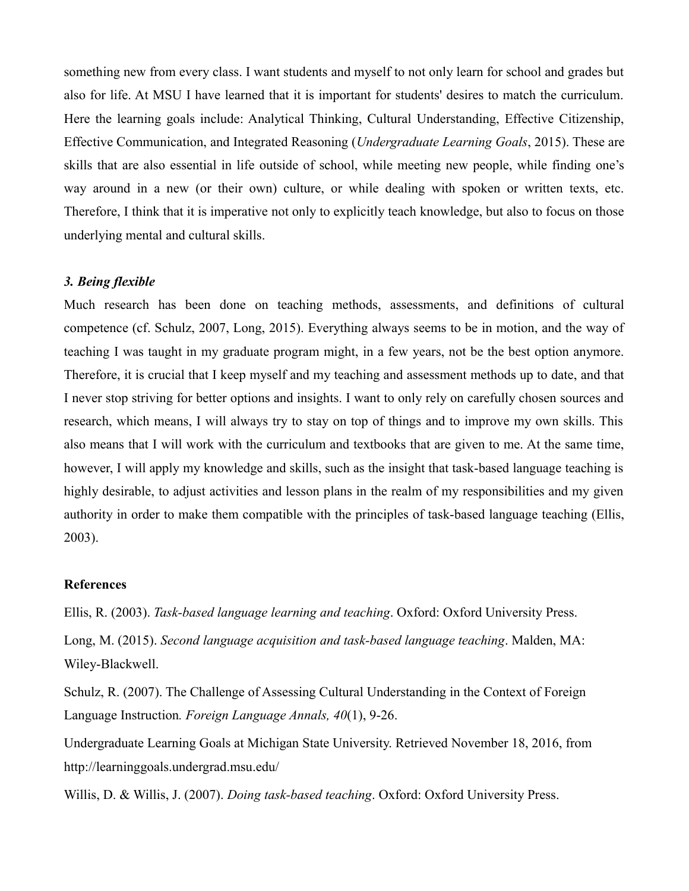something new from every class. I want students and myself to not only learn for school and grades but also for life. At MSU I have learned that it is important for students' desires to match the curriculum. Here the learning goals include: Analytical Thinking, Cultural Understanding, Effective Citizenship, Effective Communication, and Integrated Reasoning (*Undergraduate Learning Goals*, 2015). These are skills that are also essential in life outside of school, while meeting new people, while finding one's way around in a new (or their own) culture, or while dealing with spoken or written texts, etc. Therefore, I think that it is imperative not only to explicitly teach knowledge, but also to focus on those underlying mental and cultural skills.

### *3. Being flexible*

Much research has been done on teaching methods, assessments, and definitions of cultural competence (cf. Schulz, 2007, Long, 2015). Everything always seems to be in motion, and the way of teaching I was taught in my graduate program might, in a few years, not be the best option anymore. Therefore, it is crucial that I keep myself and my teaching and assessment methods up to date, and that I never stop striving for better options and insights. I want to only rely on carefully chosen sources and research, which means, I will always try to stay on top of things and to improve my own skills. This also means that I will work with the curriculum and textbooks that are given to me. At the same time, however, I will apply my knowledge and skills, such as the insight that task-based language teaching is highly desirable, to adjust activities and lesson plans in the realm of my responsibilities and my given authority in order to make them compatible with the principles of task-based language teaching (Ellis, 2003).

### References

Ellis, R. (2003). *Task-based language learning and teaching*. Oxford: Oxford University Press.

Long, M. (2015). *Second language acquisition and task-based language teaching*. Malden, MA: Wiley-Blackwell.

Schulz, R. (2007). The Challenge of Assessing Cultural Understanding in the Context of Foreign Language Instruction*. Foreign Language Annals, 40*(1), 9-26.

Undergraduate Learning Goals at Michigan State University. Retrieved November 18, 2016, from http://learninggoals.undergrad.msu.edu/

Willis, D. & Willis, J. (2007). *Doing task-based teaching*. Oxford: Oxford University Press.